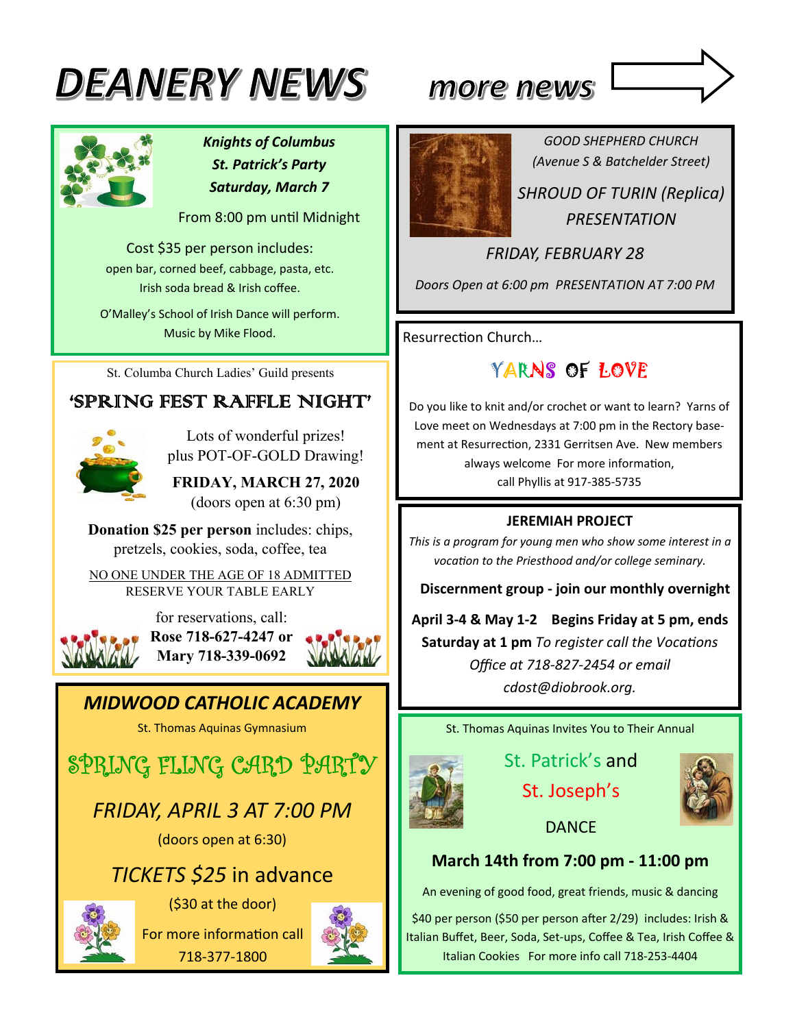# DEANERY NEWS

## more news

### *Knights of Columbus St. Patrick's Party Saturday, March 7*

From 8:00 pm until Midnight

Cost $35 per person includes:
open bar, corned beef, cabbage, pasta, etc.
Irish soda bread & Irish coffee.

O'Malley's School of Irish Dance will perform.
Music by Mike Flood.

---

St. Columba Church Ladies' Guild presents

### 'SPRING FEST RAFFLE NIGHT'

Lots of wonderful prizes!
plus POT-OF-GOLD Drawing!

**FRIDAY, MARCH 27, 2020**
(doors open at 6:30 pm)

**Donation $25 per person** includes: chips, pretzels, cookies, soda, coffee, tea

NO ONE UNDER THE AGE OF 18 ADMITTED
RESERVE YOUR TABLE EARLY

for reservations, call:
**Rose 718-627-4247 or**
**Mary 718-339-0692**

---

### *MIDWOOD CATHOLIC ACADEMY*

St. Thomas Aquinas Gymnasium

## SPRING FLING CARD PARTY

*FRIDAY, APRIL 3 AT 7:00 PM*

(doors open at 6:30)

*TICKETS $25* in advance

($30 at the door)

For more information call
718-377-1800

---

*GOOD SHEPHERD CHURCH*
*(Avenue S & Batchelder Street)*

### *SHROUD OF TURIN (Replica) PRESENTATION*

*FRIDAY, FEBRUARY 28*

*Doors Open at 6:00 pm PRESENTATION AT 7:00 PM*

---

Resurrection Church…

### YARNS OF LOVE

Do you like to knit and/or crochet or want to learn? Yarns of Love meet on Wednesdays at 7:00 pm in the Rectory basement at Resurrection, 2331 Gerritsen Ave. New members always welcome For more information, call Phyllis at 917-385-5735

---

### JEREMIAH PROJECT

*This is a program for young men who show some interest in a vocation to the Priesthood and/or college seminary.*

**Discernment group - join our monthly overnight**

**April 3-4 & May 1-2 Begins Friday at 5 pm, ends Saturday at 1 pm** *To register call the Vocations Office at 718-827-2454 or email cdost@diobrook.org.*

---

St. Thomas Aquinas Invites You to Their Annual

### St. Patrick's and St. Joseph's DANCE

**March 14th from 7:00 pm - 11:00 pm**

An evening of good food, great friends, music & dancing

$40 per person ($50 per person after 2/29) includes: Irish & Italian Buffet, Beer, Soda, Set-ups, Coffee & Tea, Irish Coffee & Italian Cookies For more info call 718-253-4404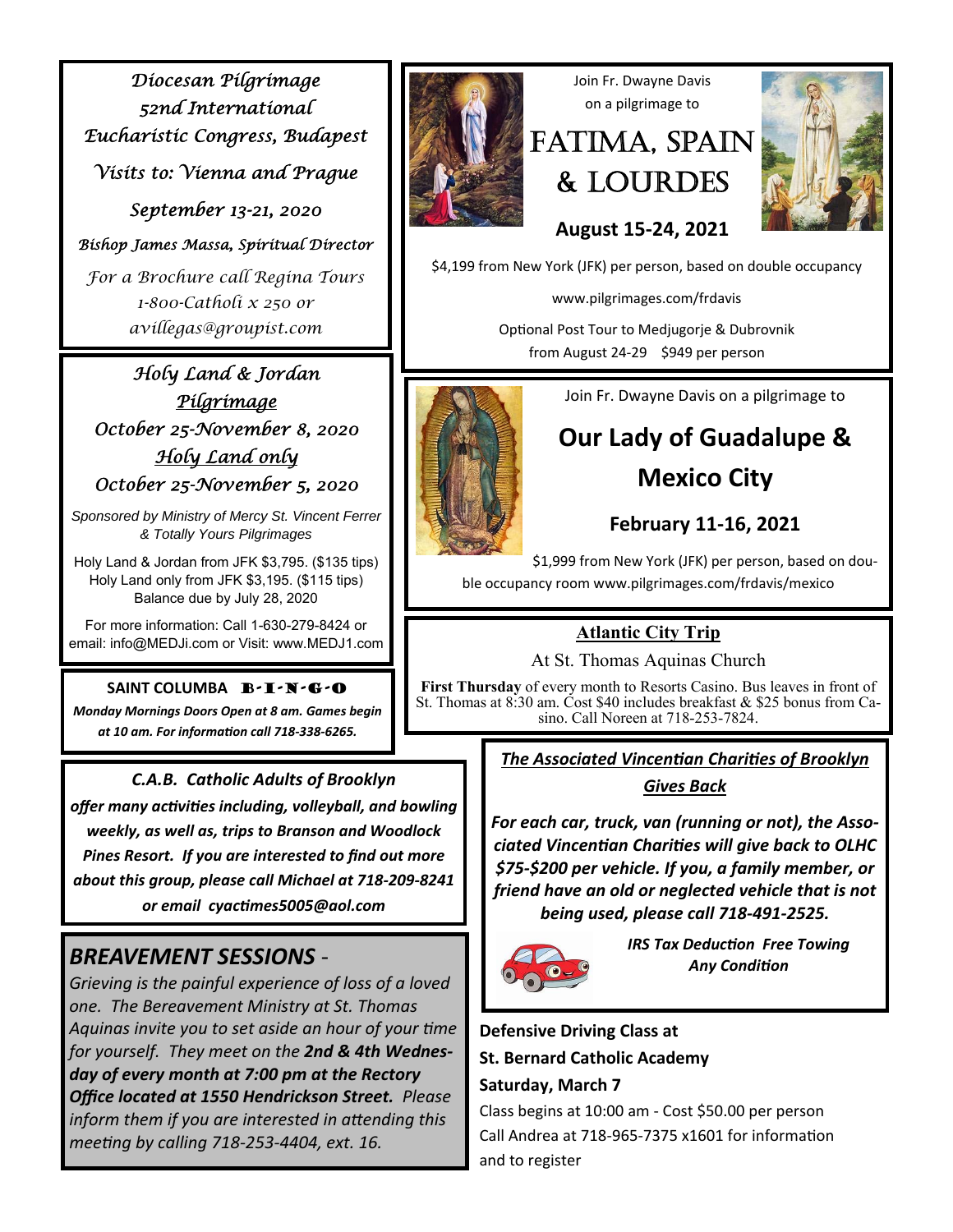## *Diocesan Pilgrimage 52nd International Eucharistic Congress, Budapest*

*Visits to: Vienna and Prague*

*September 13-21, 2020*

*Bishop James Massa, Spiritual Director*

*For a Brochure call Regina Tours 1-800-Catholi x 250 or avillegas@groupist.com*

## *Holy Land & Jordan Pilgrimage*

*October 25-November 8, 2020*

*Holy Land only*

*October 25-November 5, 2020*

*Sponsored by Ministry of Mercy St. Vincent Ferrer & Totally Yours Pilgrimages*

Holy Land & Jordan from JFK $3,795. ($135 tips)
Holy Land only from JFK $3,195. ($115 tips)
Balance due by July 28, 2020

For more information: Call 1-630-279-8424 or email: info@MEDJi.com or Visit: www.MEDJ1.com

**SAINT COLUMBA B-I-N-G-O**

***Monday Mornings Doors Open at 8 am. Games begin at 10 am. For information call 718-338-6265.***

***C.A.B. Catholic Adults of Brooklyn***

***offer many activities including, volleyball, and bowling weekly, as well as, trips to Branson and Woodlock Pines Resort. If you are interested to find out more about this group, please call Michael at 718-209-8241 or email cyactimes5005@aol.com***

## *BREAVEMENT SESSIONS* -

*Grieving is the painful experience of loss of a loved one. The Bereavement Ministry at St. Thomas Aquinas invite you to set aside an hour of your time for yourself. They meet on the* ***2nd & 4th Wednesday of every month at 7:00 pm at the Rectory Office located at 1550 Hendrickson Street.*** *Please inform them if you are interested in attending this meeting by calling 718-253-4404, ext. 16.*

Join Fr. Dwayne Davis on a pilgrimage to

## FATIMA, SPAIN & LOURDES

**August 15-24, 2021**

$4,199 from New York (JFK) per person, based on double occupancy

www.pilgrimages.com/frdavis

Optional Post Tour to Medjugorje & Dubrovnik from August 24-29 $949 per person

Join Fr. Dwayne Davis on a pilgrimage to

## Our Lady of Guadalupe & Mexico City

**February 11-16, 2021**

$1,999 from New York (JFK) per person, based on double occupancy room www.pilgrimages.com/frdavis/mexico

## Atlantic City Trip

At St. Thomas Aquinas Church

**First Thursday** of every month to Resorts Casino. Bus leaves in front of St. Thomas at 8:30 am. Cost $40 includes breakfast & $25 bonus from Casino. Call Noreen at 718-253-7824.

***The Associated Vincentian Charities of Brooklyn Gives Back***

***For each car, truck, van (running or not), the Associated Vincentian Charities will give back to OLHC $75-$200 per vehicle. If you, a family member, or friend have an old or neglected vehicle that is not being used, please call 718-491-2525.***

***IRS Tax Deduction Free Towing Any Condition***

**Defensive Driving Class at St. Bernard Catholic Academy**

**Saturday, March 7**

Class begins at 10:00 am - Cost $50.00 per person
Call Andrea at 718-965-7375 x1601 for information and to register